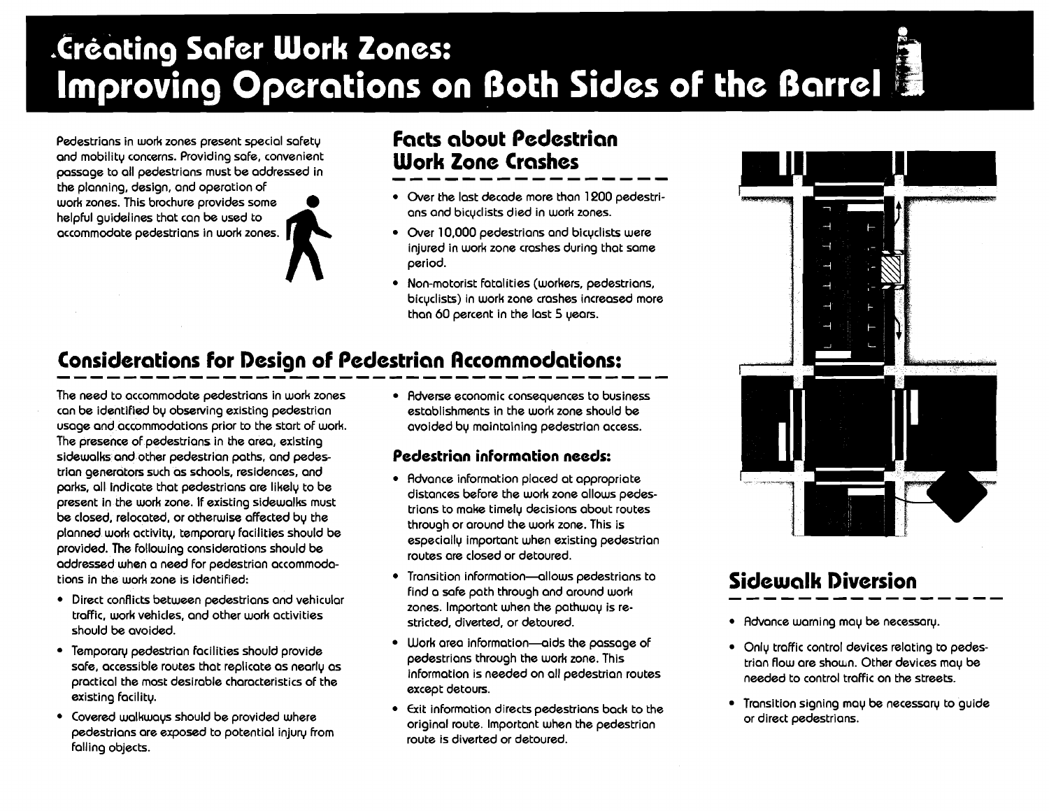# Creating Safer Work Zones: Improving Operations on Both Sides of the Barrel

Pedestrians in work zones present special safety and mobility concerns. Providing safe, convenient passage to all pedestrians must be addressed in the planning, design, and operation of work zones. This brochure provides some helpful guidelines that can be used to accommodate pedestrians in work zones.

## Facts about Pedestrian Work Zone Crashes

- Over the last decade more than 1200 pedestrians and bicyclists died in work zones.
- Over 10,000 pedestrians and bicyclists were injured in work zone crashes during that same period.
- Non-motorist fatalities (workers, pedestrians, bicyclists) in work zone crashes increased more than 60 percent in the last 5 years.

## Considerations for Design of Pedestrian Accommodations:

The need to accommodate pedestrians in work zones can be identified by observing existing pedestrian usage and accommodations prior to the start of work. The presence of pedestrians in the area, existing sidewalks and other pedestrian paths, and pedestrian generators such as schools, residences, and parks, all indicate that pedestrians are likely to be present in the work zone. If existing sidewalks must be closed, relocated, or otherwise affected by the planned work activity, temporary facilities should be provided. The following considerations should be addressed when a need for pedestrian accommodations in the work zone is identified:

- Direct conflicts between pedestrians and vehicular traffic, work vehicles, and other work activities should be avoided.
- Temporary pedestrian facilities should provide safe, accessible routes that replicate as nearly as practical the most desirable characteristics of the existing facility.
- Covered walkways should be provided where pedestrians are exposed to potential injury from falling objects.
- Adverse economic consequences to business establishments in the work zone should be avoided by maintaining pedestrian access.

### Pedestrian information needs:

- Advance information placed at appropriate distances before the work zone allows pedestrians to make timely decisions about routes through or around the work zone. This is especially important when existing pedestrian routes are closed or detoured.
- Transition information—allows pedestrians to find a safe path through and around work zones. Important when the pathway is restricted, diverted, or detoured.
- Work area information—aids the passage of pedestrians through the work zone. This information is needed on all pedestrian routes except detours.
- Exit information directs pedestrians back to the original route. Important when the pedestrian route is diverted or detoured.

## Sidewalk Diversion

- Advance warning may be necessary.
- Only traffic control devices relating to pedestrian flow are shown. Other devices may be needed to control traffic on the streets.
- Transition signing may be necessary to guide or direct pedestrians.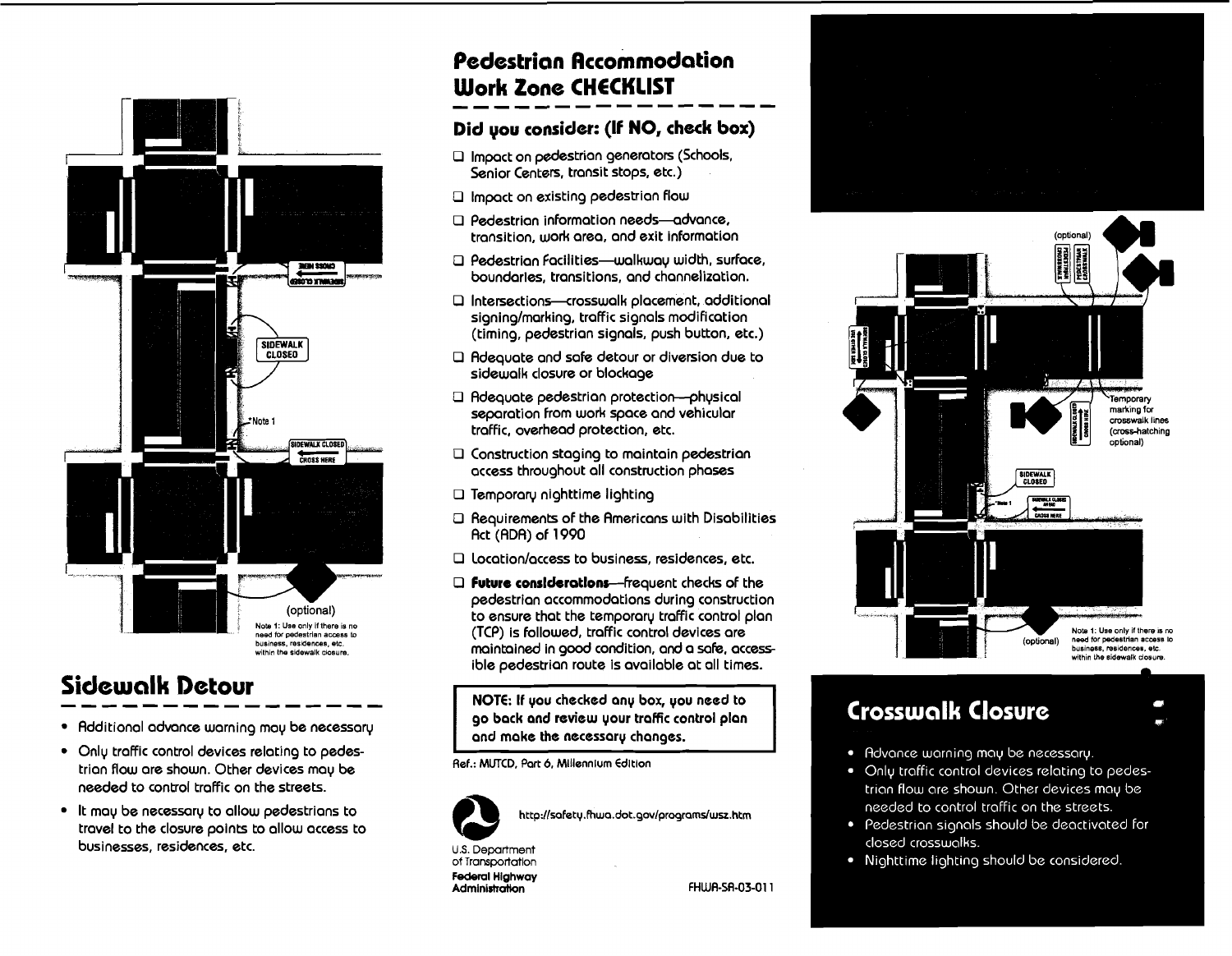SIDEWALK CLOSED

SIDEWALK CLOSED

SIDEWALK CLOSED CROSS HERE

Note 1

(optional)

Note 1: Use only if there is no need for pedestrian access to business, residences, etc. within the sidewalk closure.

## Sidewalk Detour

- Additional advance warning may be necessary
- Only traffic control devices relating to pedestrian flow are shown. Other devices may be needed to control traffic on the streets.
- It may be necessary to allow pedestrians to travel to the closure points to allow access to businesses, residences, etc.

## Pedestrian Accommodation Work Zone CHECKLIST

### Did you consider: (If NO, check box)

- ☐ Impact on pedestrian generators (Schools, Senior Centers, transit stops, etc.)
- ☐ Impact on existing pedestrian flow
- ☐ Pedestrian information needs—advance, transition, work area, and exit information
- ☐ Pedestrian Facilities—walkway width, surface, boundaries, transitions, and channelization.
- ☐ Intersections—crosswalk placement, additional signing/marking, traffic signals modification (timing, pedestrian signals, push button, etc.)
- ☐ Adequate and safe detour or diversion due to sidewalk closure or blockage
- ☐ Adequate pedestrian protection—physical separation from work space and vehicular traffic, overhead protection, etc.
- ☐ Construction staging to maintain pedestrian access throughout all construction phases
- ☐ Temporary nighttime lighting
- ☐ Requirements of the Americans with Disabilities Act (ADA) of 1990
- ☐ Location/access to business, residences, etc.
- ☐ **Future considerations**—frequent checks of the pedestrian accommodations during construction to ensure that the temporary traffic control plan (TCP) is followed, traffic control devices are maintained in good condition, and a safe, accessible pedestrian route is available at all times.

**NOTE: If you checked any box, you need to go back and review your traffic control plan and make the necessary changes.**

Ref.: MUTCD, Part 6, Millennium Edition

http://safety.fhwa.dot.gov/programs/wsz.htm

U.S. Department of Transportation
**Federal Highway Administration**

FHWA-SA-03-011

(optional)

Temporary marking for crosswalk lines (cross-hatching optional)

SIDEWALK CLOSED

Note 1

(optional)

Note 1: Use only if there is no need for pedestrian access to business, residences, etc. within the sidewalk closure.

## Crosswalk Closure

- Advance warning may be necessary.
- Only traffic control devices relating to pedestrian flow are shown. Other devices may be needed to control traffic on the streets.
- Pedestrian signals should be deactivated for closed crosswalks.
- Nighttime lighting should be considered.